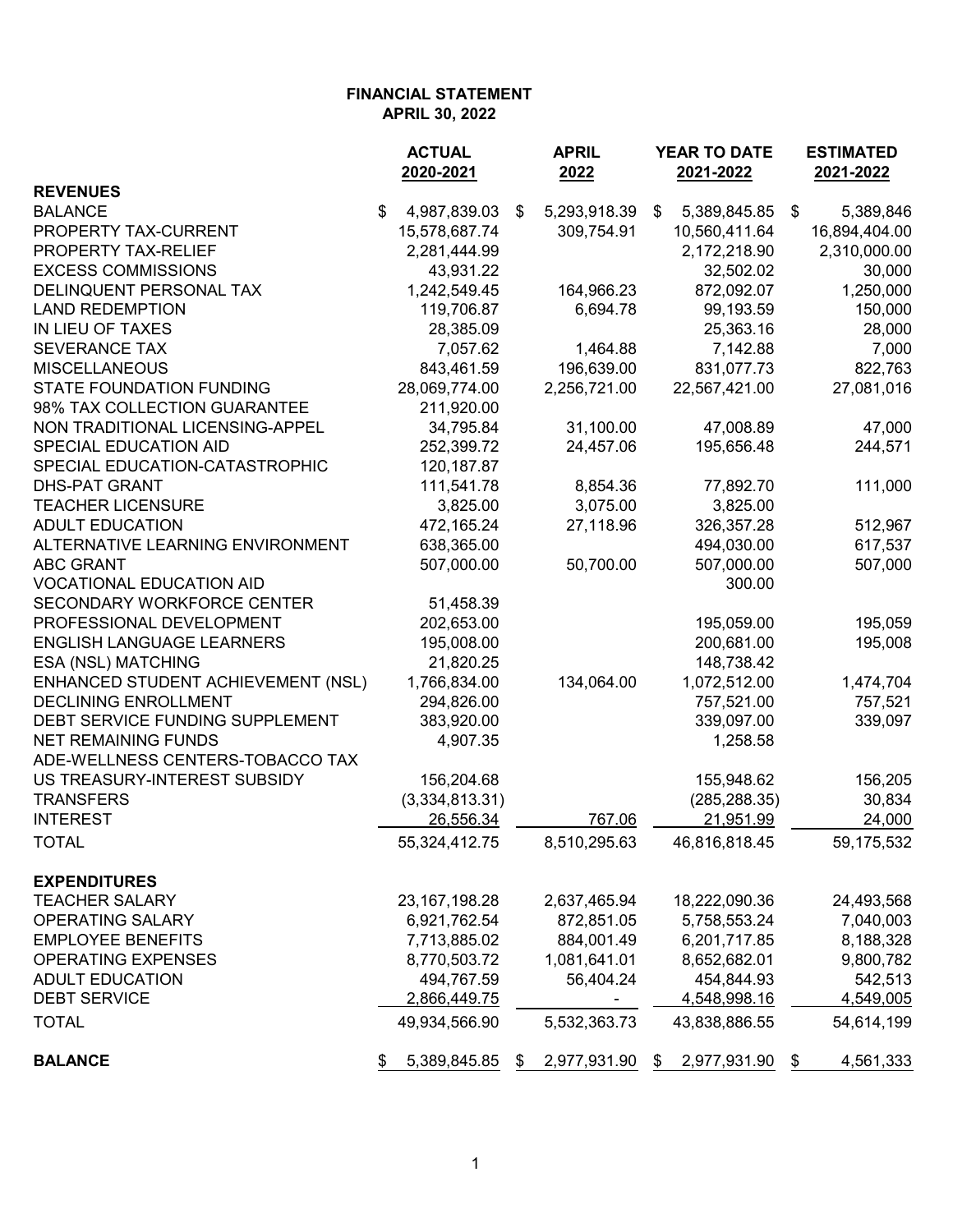**FINANCIAL STATEMENT**
**APRIL 30, 2022**

| | ACTUAL 2020-2021 | APRIL 2022 | YEAR TO DATE 2021-2022 | ESTIMATED 2021-2022 |
|---|---|---|---|---|
| **REVENUES** | | | | |
| BALANCE | $ 4,987,839.03 | $ 5,293,918.39 | $ 5,389,845.85 | $ 5,389,846 |
| PROPERTY TAX-CURRENT | 15,578,687.74 | 309,754.91 | 10,560,411.64 | 16,894,404.00 |
| PROPERTY TAX-RELIEF | 2,281,444.99 | | 2,172,218.90 | 2,310,000.00 |
| EXCESS COMMISSIONS | 43,931.22 | | 32,502.02 | 30,000 |
| DELINQUENT PERSONAL TAX | 1,242,549.45 | 164,966.23 | 872,092.07 | 1,250,000 |
| LAND REDEMPTION | 119,706.87 | 6,694.78 | 99,193.59 | 150,000 |
| IN LIEU OF TAXES | 28,385.09 | | 25,363.16 | 28,000 |
| SEVERANCE TAX | 7,057.62 | 1,464.88 | 7,142.88 | 7,000 |
| MISCELLANEOUS | 843,461.59 | 196,639.00 | 831,077.73 | 822,763 |
| STATE FOUNDATION FUNDING | 28,069,774.00 | 2,256,721.00 | 22,567,421.00 | 27,081,016 |
| 98% TAX COLLECTION GUARANTEE | 211,920.00 | | | |
| NON TRADITIONAL LICENSING-APPEL | 34,795.84 | 31,100.00 | 47,008.89 | 47,000 |
| SPECIAL EDUCATION AID | 252,399.72 | 24,457.06 | 195,656.48 | 244,571 |
| SPECIAL EDUCATION-CATASTROPHIC | 120,187.87 | | | |
| DHS-PAT GRANT | 111,541.78 | 8,854.36 | 77,892.70 | 111,000 |
| TEACHER LICENSURE | 3,825.00 | 3,075.00 | 3,825.00 | |
| ADULT EDUCATION | 472,165.24 | 27,118.96 | 326,357.28 | 512,967 |
| ALTERNATIVE LEARNING ENVIRONMENT | 638,365.00 | | 494,030.00 | 617,537 |
| ABC GRANT | 507,000.00 | 50,700.00 | 507,000.00 | 507,000 |
| VOCATIONAL EDUCATION AID | | | 300.00 | |
| SECONDARY WORKFORCE CENTER | 51,458.39 | | | |
| PROFESSIONAL DEVELOPMENT | 202,653.00 | | 195,059.00 | 195,059 |
| ENGLISH LANGUAGE LEARNERS | 195,008.00 | | 200,681.00 | 195,008 |
| ESA (NSL) MATCHING | 21,820.25 | | 148,738.42 | |
| ENHANCED STUDENT ACHIEVEMENT (NSL) | 1,766,834.00 | 134,064.00 | 1,072,512.00 | 1,474,704 |
| DECLINING ENROLLMENT | 294,826.00 | | 757,521.00 | 757,521 |
| DEBT SERVICE FUNDING SUPPLEMENT | 383,920.00 | | 339,097.00 | 339,097 |
| NET REMAINING FUNDS | 4,907.35 | | 1,258.58 | |
| ADE-WELLNESS CENTERS-TOBACCO TAX | | | | |
| US TREASURY-INTEREST SUBSIDY | 156,204.68 | | 155,948.62 | 156,205 |
| TRANSFERS | (3,334,813.31) | | (285,288.35) | 30,834 |
| INTEREST | 26,556.34 | 767.06 | 21,951.99 | 24,000 |
| TOTAL | 55,324,412.75 | 8,510,295.63 | 46,816,818.45 | 59,175,532 |
| **EXPENDITURES** | | | | |
| TEACHER SALARY | 23,167,198.28 | 2,637,465.94 | 18,222,090.36 | 24,493,568 |
| OPERATING SALARY | 6,921,762.54 | 872,851.05 | 5,758,553.24 | 7,040,003 |
| EMPLOYEE BENEFITS | 7,713,885.02 | 884,001.49 | 6,201,717.85 | 8,188,328 |
| OPERATING EXPENSES | 8,770,503.72 | 1,081,641.01 | 8,652,682.01 | 9,800,782 |
| ADULT EDUCATION | 494,767.59 | 56,404.24 | 454,844.93 | 542,513 |
| DEBT SERVICE | 2,866,449.75 | - | 4,548,998.16 | 4,549,005 |
| TOTAL | 49,934,566.90 | 5,532,363.73 | 43,838,886.55 | 54,614,199 |
| **BALANCE** | $ 5,389,845.85 | $ 2,977,931.90 | $ 2,977,931.90 | $ 4,561,333 |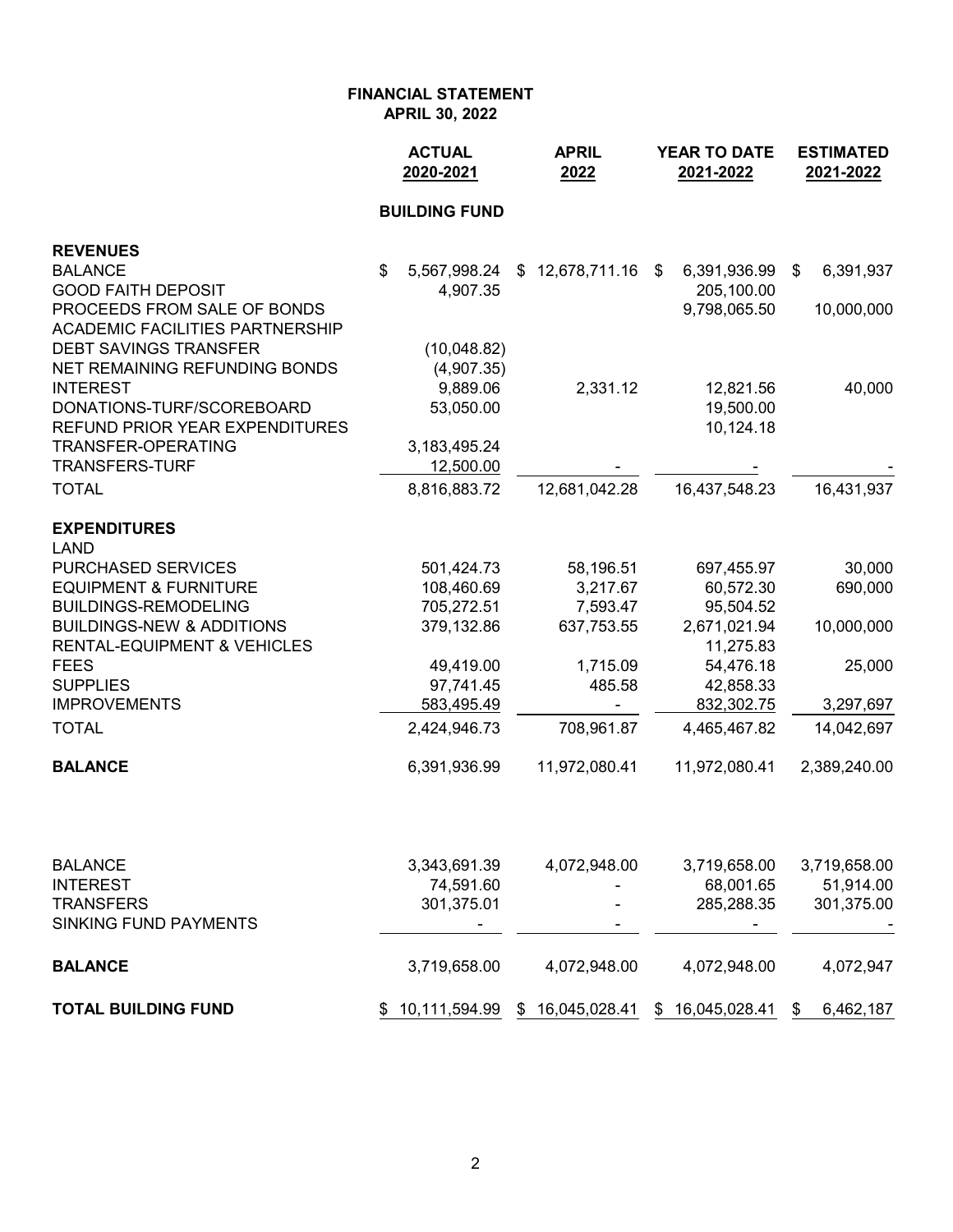# FINANCIAL STATEMENT
## APRIL 30, 2022

| | ACTUAL 2020-2021 | APRIL 2022 | YEAR TO DATE 2021-2022 | ESTIMATED 2021-2022 |
|---|---|---|---|---|
| | **BUILDING FUND** | | | |
| **REVENUES** | | | | |
| BALANCE | $ 5,567,998.24 | $ 12,678,711.16 | $ 6,391,936.99 | $ 6,391,937 |
| GOOD FAITH DEPOSIT | 4,907.35 | | 205,100.00 | |
| PROCEEDS FROM SALE OF BONDS | | | 9,798,065.50 | 10,000,000 |
| ACADEMIC FACILITIES PARTNERSHIP | | | | |
| DEBT SAVINGS TRANSFER | (10,048.82) | | | |
| NET REMAINING REFUNDING BONDS | (4,907.35) | | | |
| INTEREST | 9,889.06 | 2,331.12 | 12,821.56 | 40,000 |
| DONATIONS-TURF/SCOREBOARD | 53,050.00 | | 19,500.00 | |
| REFUND PRIOR YEAR EXPENDITURES | | | 10,124.18 | |
| TRANSFER-OPERATING | 3,183,495.24 | | | |
| TRANSFERS-TURF | 12,500.00 | - | - | - |
| TOTAL | 8,816,883.72 | 12,681,042.28 | 16,437,548.23 | 16,431,937 |
| **EXPENDITURES** | | | | |
| LAND | | | | |
| PURCHASED SERVICES | 501,424.73 | 58,196.51 | 697,455.97 | 30,000 |
| EQUIPMENT & FURNITURE | 108,460.69 | 3,217.67 | 60,572.30 | 690,000 |
| BUILDINGS-REMODELING | 705,272.51 | 7,593.47 | 95,504.52 | |
| BUILDINGS-NEW & ADDITIONS | 379,132.86 | 637,753.55 | 2,671,021.94 | 10,000,000 |
| RENTAL-EQUIPMENT & VEHICLES | | | 11,275.83 | |
| FEES | 49,419.00 | 1,715.09 | 54,476.18 | 25,000 |
| SUPPLIES | 97,741.45 | 485.58 | 42,858.33 | |
| IMPROVEMENTS | 583,495.49 | - | 832,302.75 | 3,297,697 |
| TOTAL | 2,424,946.73 | 708,961.87 | 4,465,467.82 | 14,042,697 |
| **BALANCE** | 6,391,936.99 | 11,972,080.41 | 11,972,080.41 | 2,389,240.00 |
| | | | | |
| BALANCE | 3,343,691.39 | 4,072,948.00 | 3,719,658.00 | 3,719,658.00 |
| INTEREST | 74,591.60 | - | 68,001.65 | 51,914.00 |
| TRANSFERS | 301,375.01 | - | 285,288.35 | 301,375.00 |
| SINKING FUND PAYMENTS | - | - | - | - |
| **BALANCE** | 3,719,658.00 | 4,072,948.00 | 4,072,948.00 | 4,072,947 |
| **TOTAL BUILDING FUND** | $ 10,111,594.99 | $ 16,045,028.41 | $ 16,045,028.41 | $ 6,462,187 |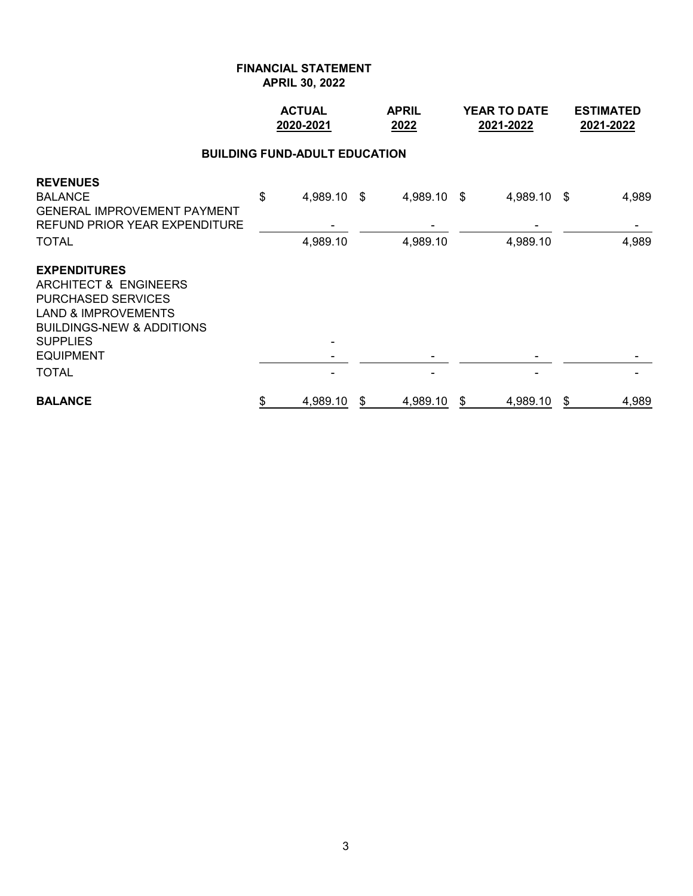**FINANCIAL STATEMENT**
**APRIL 30, 2022**

| | ACTUAL 2020-2021 | APRIL 2022 | YEAR TO DATE 2021-2022 | ESTIMATED 2021-2022 |
|---|---|---|---|---|
| **BUILDING FUND-ADULT EDUCATION** | | | | |
| **REVENUES** | | | | |
| BALANCE | $ 4,989.10 | $ 4,989.10 | $ 4,989.10 | $ 4,989 |
| GENERAL IMPROVEMENT PAYMENT | | | | |
| REFUND PRIOR YEAR EXPENDITURE | - | - | - | - |
| TOTAL | 4,989.10 | 4,989.10 | 4,989.10 | 4,989 |
| **EXPENDITURES** | | | | |
| ARCHITECT & ENGINEERS | | | | |
| PURCHASED SERVICES | | | | |
| LAND & IMPROVEMENTS | | | | |
| BUILDINGS-NEW & ADDITIONS | | | | |
| SUPPLIES | - | | | |
| EQUIPMENT | - | - | - | - |
| TOTAL | - | - | - | - |
| **BALANCE** | $ 4,989.10 | $ 4,989.10 | $ 4,989.10 | $ 4,989 |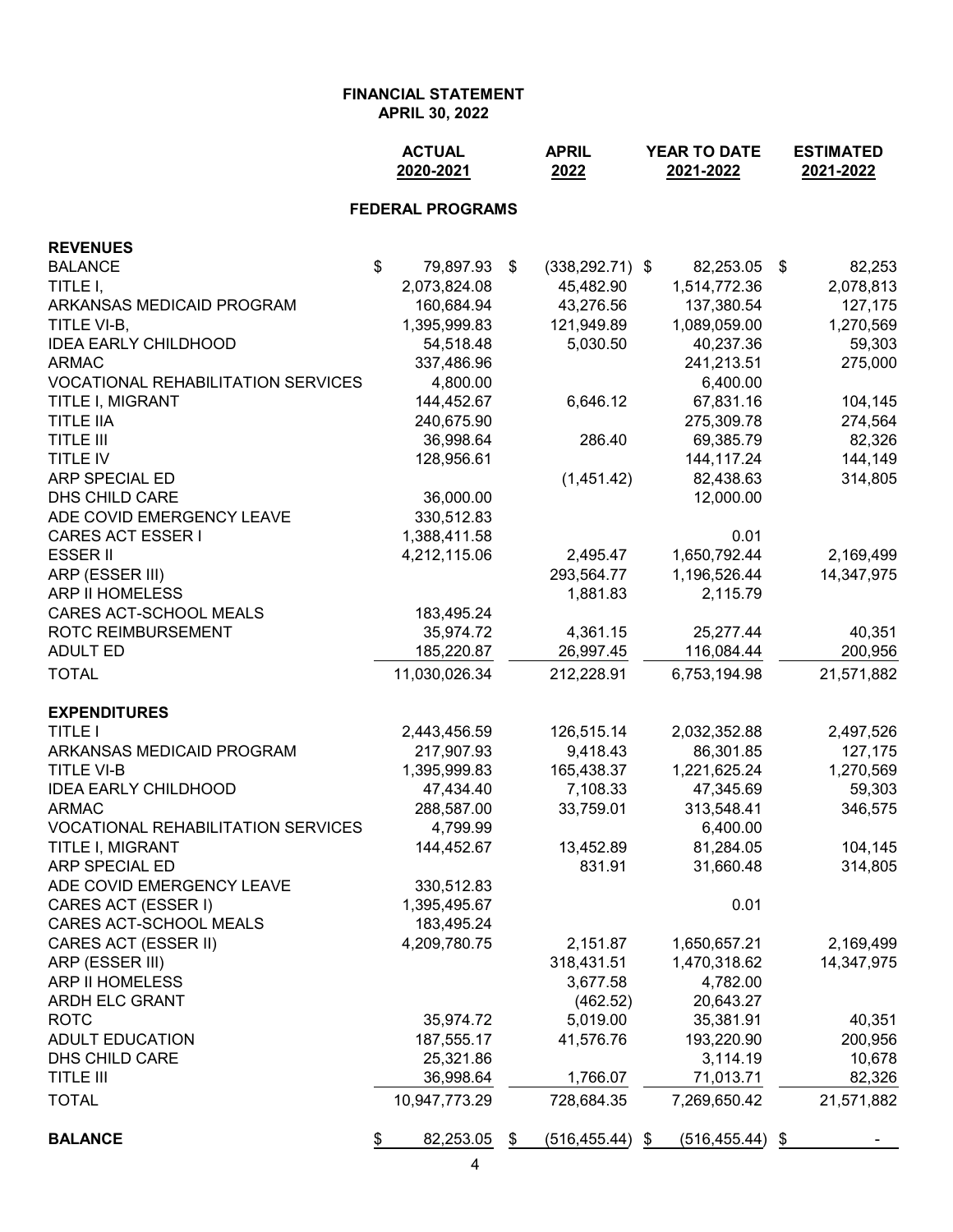**FINANCIAL STATEMENT**
**APRIL 30, 2022**

| | ACTUAL 2020-2021 | APRIL 2022 | YEAR TO DATE 2021-2022 | ESTIMATED 2021-2022 |
|---|---|---|---|---|
| **FEDERAL PROGRAMS** | | | | |
| **REVENUES** | | | | |
| BALANCE | $ 79,897.93 | $ (338,292.71) | $ 82,253.05 | $ 82,253 |
| TITLE I, | 2,073,824.08 | 45,482.90 | 1,514,772.36 | 2,078,813 |
| ARKANSAS MEDICAID PROGRAM | 160,684.94 | 43,276.56 | 137,380.54 | 127,175 |
| TITLE VI-B, | 1,395,999.83 | 121,949.89 | 1,089,059.00 | 1,270,569 |
| IDEA EARLY CHILDHOOD | 54,518.48 | 5,030.50 | 40,237.36 | 59,303 |
| ARMAC | 337,486.96 | | 241,213.51 | 275,000 |
| VOCATIONAL REHABILITATION SERVICES | 4,800.00 | | 6,400.00 | |
| TITLE I, MIGRANT | 144,452.67 | 6,646.12 | 67,831.16 | 104,145 |
| TITLE IIA | 240,675.90 | | 275,309.78 | 274,564 |
| TITLE III | 36,998.64 | 286.40 | 69,385.79 | 82,326 |
| TITLE IV | 128,956.61 | | 144,117.24 | 144,149 |
| ARP SPECIAL ED | | (1,451.42) | 82,438.63 | 314,805 |
| DHS CHILD CARE | 36,000.00 | | 12,000.00 | |
| ADE COVID EMERGENCY LEAVE | 330,512.83 | | | |
| CARES ACT ESSER I | 1,388,411.58 | | 0.01 | |
| ESSER II | 4,212,115.06 | 2,495.47 | 1,650,792.44 | 2,169,499 |
| ARP (ESSER III) | | 293,564.77 | 1,196,526.44 | 14,347,975 |
| ARP II HOMELESS | | 1,881.83 | 2,115.79 | |
| CARES ACT-SCHOOL MEALS | 183,495.24 | | | |
| ROTC REIMBURSEMENT | 35,974.72 | 4,361.15 | 25,277.44 | 40,351 |
| ADULT ED | 185,220.87 | 26,997.45 | 116,084.44 | 200,956 |
| TOTAL | 11,030,026.34 | 212,228.91 | 6,753,194.98 | 21,571,882 |
| **EXPENDITURES** | | | | |
| TITLE I | 2,443,456.59 | 126,515.14 | 2,032,352.88 | 2,497,526 |
| ARKANSAS MEDICAID PROGRAM | 217,907.93 | 9,418.43 | 86,301.85 | 127,175 |
| TITLE VI-B | 1,395,999.83 | 165,438.37 | 1,221,625.24 | 1,270,569 |
| IDEA EARLY CHILDHOOD | 47,434.40 | 7,108.33 | 47,345.69 | 59,303 |
| ARMAC | 288,587.00 | 33,759.01 | 313,548.41 | 346,575 |
| VOCATIONAL REHABILITATION SERVICES | 4,799.99 | | 6,400.00 | |
| TITLE I, MIGRANT | 144,452.67 | 13,452.89 | 81,284.05 | 104,145 |
| ARP SPECIAL ED | | 831.91 | 31,660.48 | 314,805 |
| ADE COVID EMERGENCY LEAVE | 330,512.83 | | | |
| CARES ACT (ESSER I) | 1,395,495.67 | | 0.01 | |
| CARES ACT-SCHOOL MEALS | 183,495.24 | | | |
| CARES ACT (ESSER II) | 4,209,780.75 | 2,151.87 | 1,650,657.21 | 2,169,499 |
| ARP (ESSER III) | | 318,431.51 | 1,470,318.62 | 14,347,975 |
| ARP II HOMELESS | | 3,677.58 | 4,782.00 | |
| ARDH ELC GRANT | | (462.52) | 20,643.27 | |
| ROTC | 35,974.72 | 5,019.00 | 35,381.91 | 40,351 |
| ADULT EDUCATION | 187,555.17 | 41,576.76 | 193,220.90 | 200,956 |
| DHS CHILD CARE | 25,321.86 | | 3,114.19 | 10,678 |
| TITLE III | 36,998.64 | 1,766.07 | 71,013.71 | 82,326 |
| TOTAL | 10,947,773.29 | 728,684.35 | 7,269,650.42 | 21,571,882 |
| **BALANCE** | $ 82,253.05 | $ (516,455.44) | $ (516,455.44) | $ - |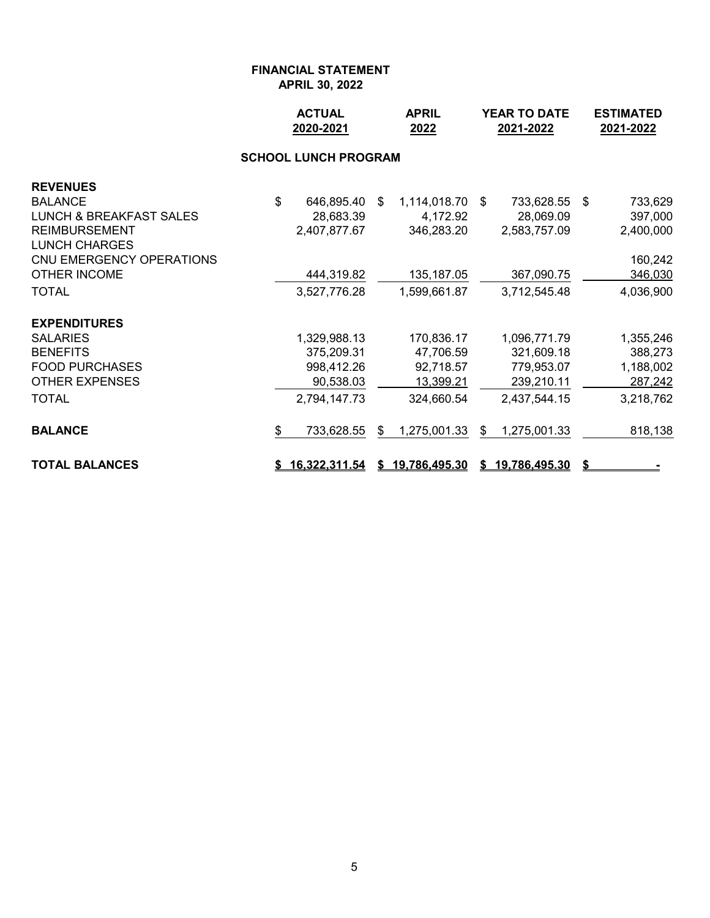**FINANCIAL STATEMENT**
**APRIL 30, 2022**

| | ACTUAL 2020-2021 | APRIL 2022 | YEAR TO DATE 2021-2022 | ESTIMATED 2021-2022 |
|---|---|---|---|---|
| **SCHOOL LUNCH PROGRAM** | | | | |
| **REVENUES** | | | | |
| BALANCE | $ 646,895.40 | $ 1,114,018.70 | $ 733,628.55 | $ 733,629 |
| LUNCH & BREAKFAST SALES | 28,683.39 | 4,172.92 | 28,069.09 | 397,000 |
| REIMBURSEMENT | 2,407,877.67 | 346,283.20 | 2,583,757.09 | 2,400,000 |
| LUNCH CHARGES | | | | |
| CNU EMERGENCY OPERATIONS | | | | 160,242 |
| OTHER INCOME | 444,319.82 | 135,187.05 | 367,090.75 | 346,030 |
| TOTAL | 3,527,776.28 | 1,599,661.87 | 3,712,545.48 | 4,036,900 |
| **EXPENDITURES** | | | | |
| SALARIES | 1,329,988.13 | 170,836.17 | 1,096,771.79 | 1,355,246 |
| BENEFITS | 375,209.31 | 47,706.59 | 321,609.18 | 388,273 |
| FOOD PURCHASES | 998,412.26 | 92,718.57 | 779,953.07 | 1,188,002 |
| OTHER EXPENSES | 90,538.03 | 13,399.21 | 239,210.11 | 287,242 |
| TOTAL | 2,794,147.73 | 324,660.54 | 2,437,544.15 | 3,218,762 |
| **BALANCE** | $ 733,628.55 | $ 1,275,001.33 | $ 1,275,001.33 | 818,138 |
| **TOTAL BALANCES** | **$ 16,322,311.54** | **$ 19,786,495.30** | **$ 19,786,495.30** | **$ -** |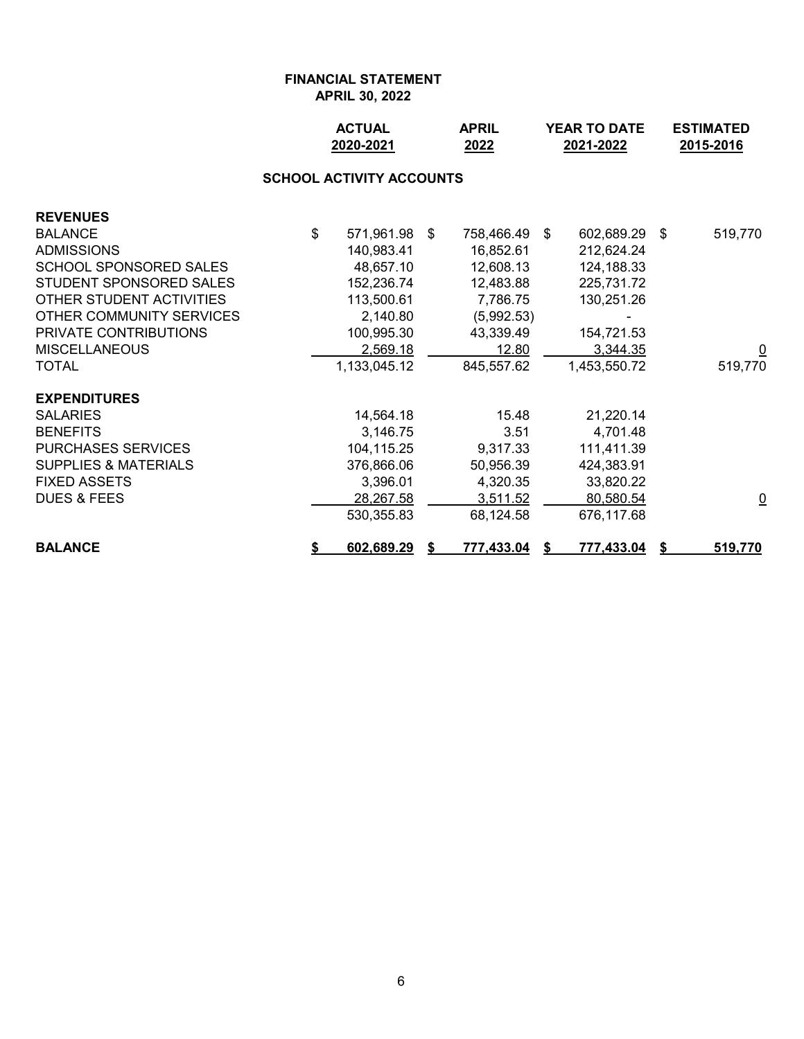**FINANCIAL STATEMENT**
**APRIL 30, 2022**

**SCHOOL ACTIVITY ACCOUNTS**

| | ACTUAL 2020-2021 | APRIL 2022 | YEAR TO DATE 2021-2022 | ESTIMATED 2015-2016 |
|---|---|---|---|---|
| **REVENUES** | | | | |
| BALANCE | $ 571,961.98 | $ 758,466.49 | $ 602,689.29 | $ 519,770 |
| ADMISSIONS | 140,983.41 | 16,852.61 | 212,624.24 | |
| SCHOOL SPONSORED SALES | 48,657.10 | 12,608.13 | 124,188.33 | |
| STUDENT SPONSORED SALES | 152,236.74 | 12,483.88 | 225,731.72 | |
| OTHER STUDENT ACTIVITIES | 113,500.61 | 7,786.75 | 130,251.26 | |
| OTHER COMMUNITY SERVICES | 2,140.80 | (5,992.53) | - | |
| PRIVATE CONTRIBUTIONS | 100,995.30 | 43,339.49 | 154,721.53 | |
| MISCELLANEOUS | 2,569.18 | 12.80 | 3,344.35 | 0 |
| TOTAL | 1,133,045.12 | 845,557.62 | 1,453,550.72 | 519,770 |
| **EXPENDITURES** | | | | |
| SALARIES | 14,564.18 | 15.48 | 21,220.14 | |
| BENEFITS | 3,146.75 | 3.51 | 4,701.48 | |
| PURCHASES SERVICES | 104,115.25 | 9,317.33 | 111,411.39 | |
| SUPPLIES & MATERIALS | 376,866.06 | 50,956.39 | 424,383.91 | |
| FIXED ASSETS | 3,396.01 | 4,320.35 | 33,820.22 | |
| DUES & FEES | 28,267.58 | 3,511.52 | 80,580.54 | 0 |
| | 530,355.83 | 68,124.58 | 676,117.68 | |
| **BALANCE** | **$ 602,689.29** | **$ 777,433.04** | **$ 777,433.04** | **$ 519,770** |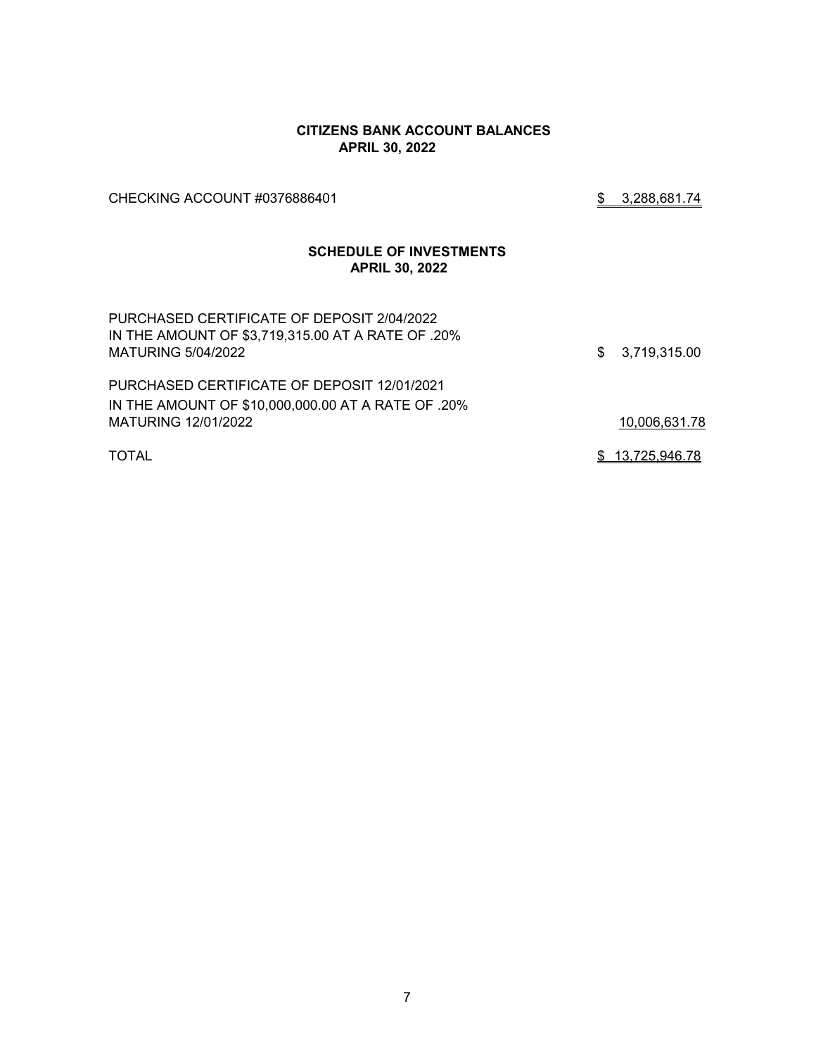## CITIZENS BANK ACCOUNT BALANCES
## APRIL 30, 2022

| | |
|---|---|
| CHECKING ACCOUNT #0376886401 | $ 3,288,681.74 |

## SCHEDULE OF INVESTMENTS
## APRIL 30, 2022

| | |
|---|---|
| PURCHASED CERTIFICATE OF DEPOSIT 2/04/2022 IN THE AMOUNT OF $3,719,315.00 AT A RATE OF .20% MATURING 5/04/2022 | $ 3,719,315.00 |
| PURCHASED CERTIFICATE OF DEPOSIT 12/01/2021 IN THE AMOUNT OF $10,000,000.00 AT A RATE OF .20% MATURING 12/01/2022 | 10,006,631.78 |
| TOTAL | $ 13,725,946.78 |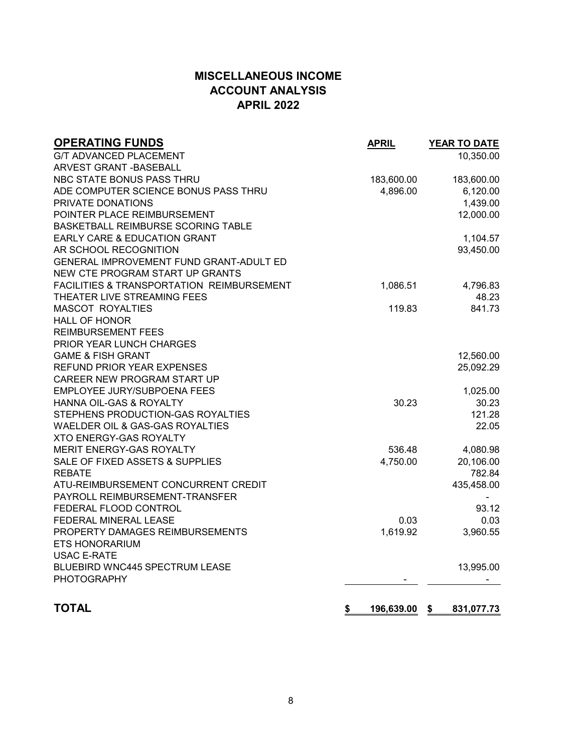# MISCELLANEOUS INCOME
## ACCOUNT ANALYSIS
## APRIL 2022

| OPERATING FUNDS | APRIL | YEAR TO DATE |
|---|---|---|
| G/T ADVANCED PLACEMENT | | 10,350.00 |
| ARVEST GRANT -BASEBALL | | |
| NBC STATE BONUS PASS THRU | 183,600.00 | 183,600.00 |
| ADE COMPUTER SCIENCE BONUS PASS THRU | 4,896.00 | 6,120.00 |
| PRIVATE DONATIONS | | 1,439.00 |
| POINTER PLACE REIMBURSEMENT | | 12,000.00 |
| BASKETBALL REIMBURSE SCORING TABLE | | |
| EARLY CARE & EDUCATION GRANT | | 1,104.57 |
| AR SCHOOL RECOGNITION | | 93,450.00 |
| GENERAL IMPROVEMENT FUND GRANT-ADULT ED | | |
| NEW CTE PROGRAM START UP GRANTS | | |
| FACILITIES & TRANSPORTATION REIMBURSEMENT | 1,086.51 | 4,796.83 |
| THEATER LIVE STREAMING FEES | | 48.23 |
| MASCOT ROYALTIES | 119.83 | 841.73 |
| HALL OF HONOR | | |
| REIMBURSEMENT FEES | | |
| PRIOR YEAR LUNCH CHARGES | | |
| GAME & FISH GRANT | | 12,560.00 |
| REFUND PRIOR YEAR EXPENSES | | 25,092.29 |
| CAREER NEW PROGRAM START UP | | |
| EMPLOYEE JURY/SUBPOENA FEES | | 1,025.00 |
| HANNA OIL-GAS & ROYALTY | 30.23 | 30.23 |
| STEPHENS PRODUCTION-GAS ROYALTIES | | 121.28 |
| WAELDER OIL & GAS-GAS ROYALTIES | | 22.05 |
| XTO ENERGY-GAS ROYALTY | | |
| MERIT ENERGY-GAS ROYALTY | 536.48 | 4,080.98 |
| SALE OF FIXED ASSETS & SUPPLIES | 4,750.00 | 20,106.00 |
| REBATE | | 782.84 |
| ATU-REIMBURSEMENT CONCURRENT CREDIT | | 435,458.00 |
| PAYROLL REIMBURSEMENT-TRANSFER | | - |
| FEDERAL FLOOD CONTROL | | 93.12 |
| FEDERAL MINERAL LEASE | 0.03 | 0.03 |
| PROPERTY DAMAGES REIMBURSEMENTS | 1,619.92 | 3,960.55 |
| ETS HONORARIUM | | |
| USAC E-RATE | | |
| BLUEBIRD WNC445 SPECTRUM LEASE | | 13,995.00 |
| PHOTOGRAPHY | - | - |
| **TOTAL** | **$ 196,639.00** | **$ 831,077.73** |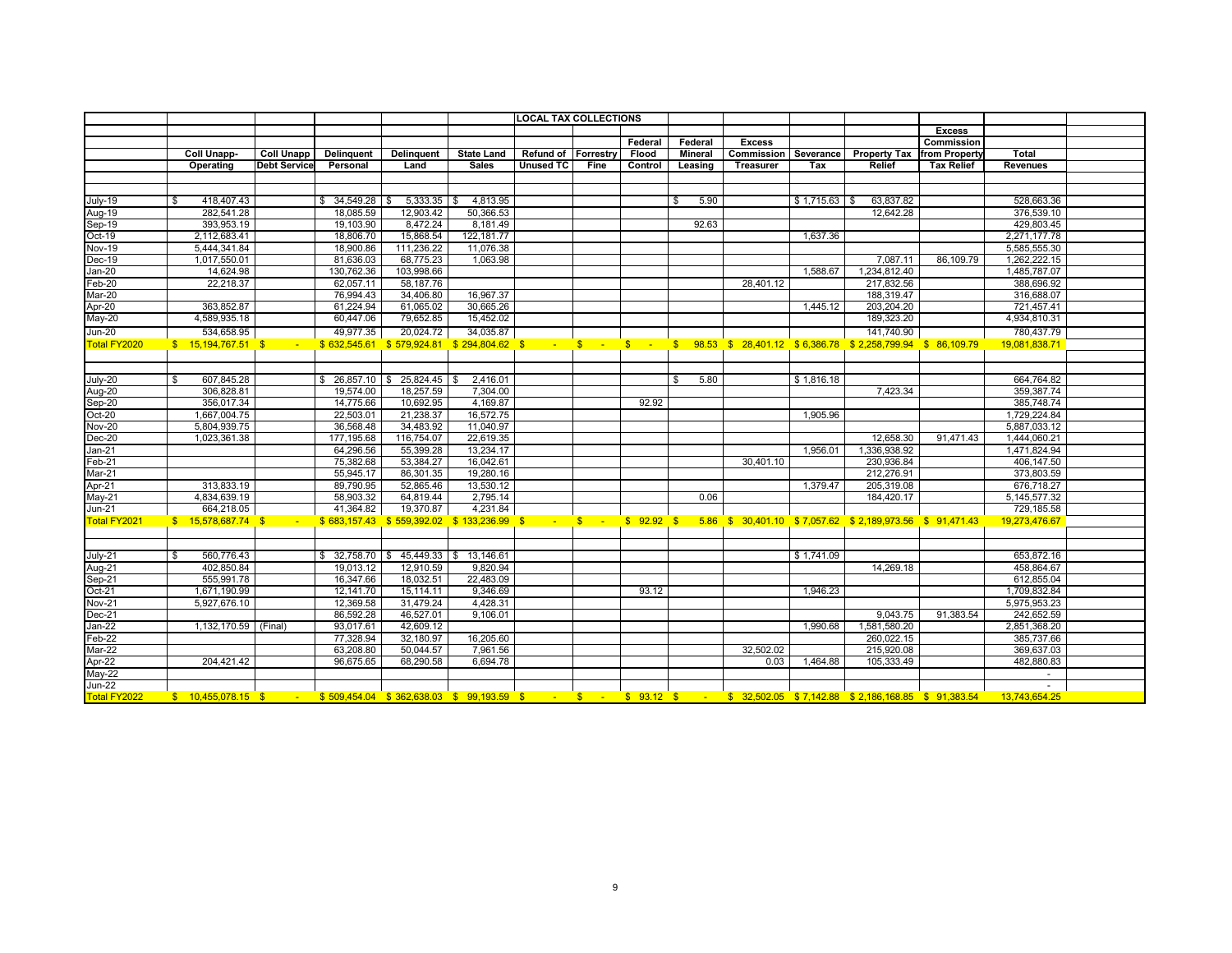| | | | | | | LOCAL TAX COLLECTIONS | | | | | | | | |
|---|---|---|---|---|---|---|---|---|---|---|---|---|---|---|
| | | | | | | | | | | | | | Excess | |
| | | | | | | | | Federal | Federal | Excess | | | Commission | |
| | Coll Unapp- | Coll Unapp | Delinquent | Delinquent | State Land | Refund of | Forrestry | Flood | Mineral | Commission | Severance | Property Tax | from Property | Total |
| | Operating | Debt Service | Personal | Land | Sales | Unused TC | Fine | Control | Leasing | Treasurer | Tax | Relief | Tax Relief | Revenues |
| July-19 | $ 418,407.43 | | $ 34,549.28 | $ 5,333.35 | $ 4,813.95 | | | | $ 5.90 | | $ 1,715.63 | $ 63,837.82 | | 528,663.36 |
| Aug-19 | 282,541.28 | | 18,085.59 | 12,903.42 | 50,366.53 | | | | | | | 12,642.28 | | 376,539.10 |
| Sep-19 | 393,953.19 | | 19,103.90 | 8,472.24 | 8,181.49 | | | | 92.63 | | | | | 429,803.45 |
| Oct-19 | 2,112,683.41 | | 18,806.70 | 15,868.54 | 122,181.77 | | | | | | 1,637.36 | | | 2,271,177.78 |
| Nov-19 | 5,444,341.84 | | 18,900.86 | 111,236.22 | 11,076.38 | | | | | | | | | 5,585,555.30 |
| Dec-19 | 1,017,550.01 | | 81,636.03 | 68,775.23 | 1,063.98 | | | | | | | 7,087.11 | 86,109.79 | 1,262,222.15 |
| Jan-20 | 14,624.98 | | 130,762.36 | 103,998.66 | | | | | | | 1,588.67 | 1,234,812.40 | | 1,485,787.07 |
| Feb-20 | 22,218.37 | | 62,057.11 | 58,187.76 | | | | | | 28,401.12 | | 217,832.56 | | 388,696.92 |
| Mar-20 | | | 76,994.43 | 34,406.80 | 16,967.37 | | | | | | | 188,319.47 | | 316,688.07 |
| Apr-20 | 363,852.87 | | 61,224.94 | 61,065.02 | 30,665.26 | | | | | | 1,445.12 | 203,204.20 | | 721,457.41 |
| May-20 | 4,589,935.18 | | 60,447.06 | 79,652.85 | 15,452.02 | | | | | | | 189,323.20 | | 4,934,810.31 |
| Jun-20 | 534,658.95 | | 49,977.35 | 20,024.72 | 34,035.87 | | | | | | | 141,740.90 | | 780,437.79 |
| Total FY2020 | $ 15,194,767.51 | $ - | $ 632,545.61 | $ 579,924.81 | $ 294,804.62 | $ - | $ - | $ - | $ 98.53 | $ 28,401.12 | $ 6,386.78 | $ 2,258,799.94 | $ 86,109.79 | 19,081,838.71 |
| | | | | | | | | | | | | | | |
| July-20 | $ 607,845.28 | | $ 26,857.10 | $ 25,824.45 | $ 2,416.01 | | | | $ 5.80 | | $ 1,816.18 | | | 664,764.82 |
| Aug-20 | 306,828.81 | | 19,574.00 | 18,257.59 | 7,304.00 | | | | | | | 7,423.34 | | 359,387.74 |
| Sep-20 | 356,017.34 | | 14,775.66 | 10,692.95 | 4,169.87 | | | 92.92 | | | | | | 385,748.74 |
| Oct-20 | 1,667,004.75 | | 22,503.01 | 21,238.37 | 16,572.75 | | | | | | 1,905.96 | | | 1,729,224.84 |
| Nov-20 | 5,804,939.75 | | 36,568.48 | 34,483.92 | 11,040.97 | | | | | | | | | 5,887,033.12 |
| Dec-20 | 1,023,361.38 | | 177,195.68 | 116,754.07 | 22,619.35 | | | | | | | 12,658.30 | 91,471.43 | 1,444,060.21 |
| Jan-21 | | | 64,296.56 | 55,399.28 | 13,234.17 | | | | | | 1,956.01 | 1,336,938.92 | | 1,471,824.94 |
| Feb-21 | | | 75,382.68 | 53,384.27 | 16,042.61 | | | | | 30,401.10 | | 230,936.84 | | 406,147.50 |
| Mar-21 | | | 55,945.17 | 86,301.35 | 19,280.16 | | | | | | | 212,276.91 | | 373,803.59 |
| Apr-21 | 313,833.19 | | 89,790.95 | 52,865.46 | 13,530.12 | | | | | | 1,379.47 | 205,319.08 | | 676,718.27 |
| May-21 | 4,834,639.19 | | 58,903.32 | 64,819.44 | 2,795.14 | | | | 0.06 | | | 184,420.17 | | 5,145,577.32 |
| Jun-21 | 664,218.05 | | 41,364.82 | 19,370.87 | 4,231.84 | | | | | | | | | 729,185.58 |
| Total FY2021 | $ 15,578,687.74 | $ - | $ 683,157.43 | $ 559,392.02 | $ 133,236.99 | $ - | $ - | $ 92.92 | $ 5.86 | $ 30,401.10 | $ 7,057.62 | $ 2,189,973.56 | $ 91,471.43 | 19,273,476.67 |
| | | | | | | | | | | | | | | |
| July-21 | $ 560,776.43 | | $ 32,758.70 | $ 45,449.33 | $ 13,146.61 | | | | | | $ 1,741.09 | | | 653,872.16 |
| Aug-21 | 402,850.84 | | 19,013.12 | 12,910.59 | 9,820.94 | | | | | | | 14,269.18 | | 458,864.67 |
| Sep-21 | 555,991.78 | | 16,347.66 | 18,032.51 | 22,483.09 | | | | | | | | | 612,855.04 |
| Oct-21 | 1,671,190.99 | | 12,141.70 | 15,114.11 | 9,346.69 | | | 93.12 | | | 1,946.23 | | | 1,709,832.84 |
| Nov-21 | 5,927,676.10 | | 12,369.58 | 31,479.24 | 4,428.31 | | | | | | | | | 5,975,953.23 |
| Dec-21 | | | 86,592.28 | 46,527.01 | 9,106.01 | | | | | | | 9,043.75 | 91,383.54 | 242,652.59 |
| Jan-22 | 1,132,170.59 | (Final) | 93,017.61 | 42,609.12 | | | | | | | 1,990.68 | 1,581,580.20 | | 2,851,368.20 |
| Feb-22 | | | 77,328.94 | 32,180.97 | 16,205.60 | | | | | | | 260,022.15 | | 385,737.66 |
| Mar-22 | | | 63,208.80 | 50,044.57 | 7,961.56 | | | | | 32,502.02 | | 215,920.08 | | 369,637.03 |
| Apr-22 | 204,421.42 | | 96,675.65 | 68,290.58 | 6,694.78 | | | | | 0.03 | 1,464.88 | 105,333.49 | | 482,880.83 |
| May-22 | | | | | | | | | | | | | | - |
| Jun-22 | | | | | | | | | | | | | | - |
| Total FY2022 | $ 10,455,078.15 | $ - | $ 509,454.04 | $ 362,638.03 | $ 99,193.59 | $ - | $ - | $ 93.12 | $ - | $ 32,502.05 | $ 7,142.88 | $ 2,186,168.85 | $ 91,383.54 | 13,743,654.25 |